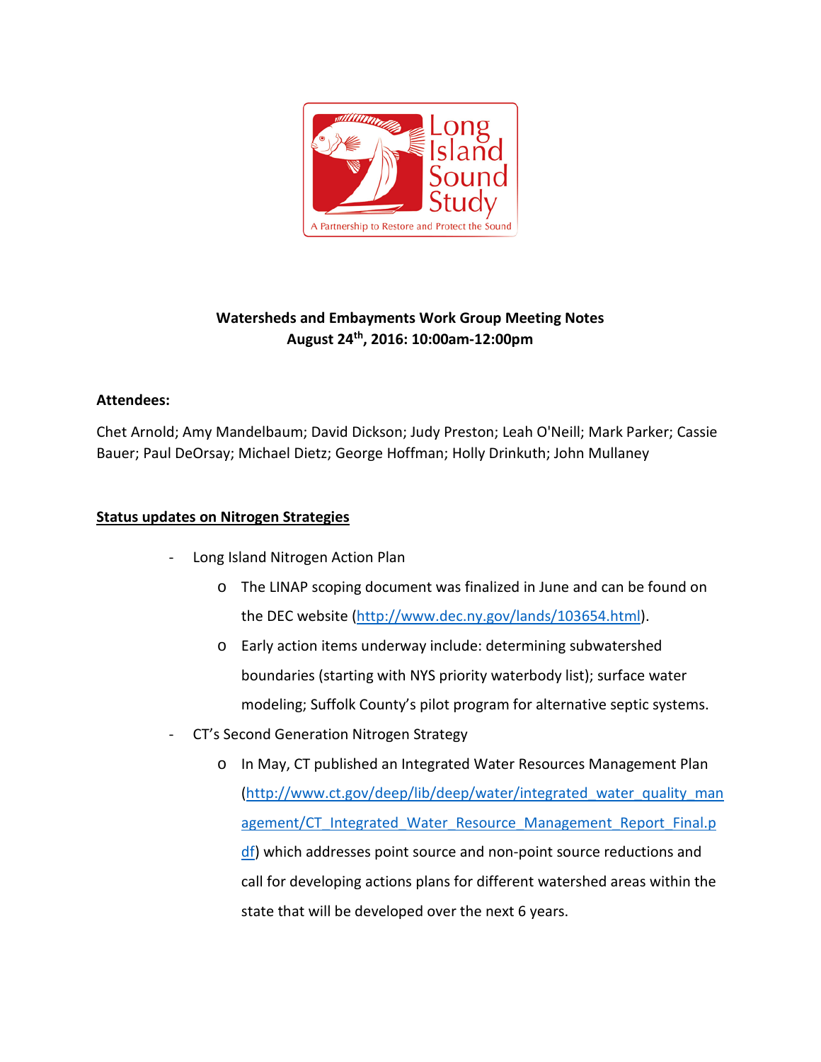Long Island Sound Study

A Partnership to Restore and Protect the Sound

**Watersheds and Embayments Work Group Meeting Notes**
**August 24th, 2016: 10:00am-12:00pm**

**Attendees:**

Chet Arnold; Amy Mandelbaum; David Dickson; Judy Preston; Leah O'Neill; Mark Parker; Cassie Bauer; Paul DeOrsay; Michael Dietz; George Hoffman; Holly Drinkuth; John Mullaney

## Status updates on Nitrogen Strategies

- Long Island Nitrogen Action Plan
  - The LINAP scoping document was finalized in June and can be found on the DEC website (http://www.dec.ny.gov/lands/103654.html).
  - Early action items underway include: determining subwatershed boundaries (starting with NYS priority waterbody list); surface water modeling; Suffolk County's pilot program for alternative septic systems.
- CT's Second Generation Nitrogen Strategy
  - In May, CT published an Integrated Water Resources Management Plan (http://www.ct.gov/deep/lib/deep/water/integrated_water_quality_management/CT_Integrated_Water_Resource_Management_Report_Final.pdf) which addresses point source and non-point source reductions and call for developing actions plans for different watershed areas within the state that will be developed over the next 6 years.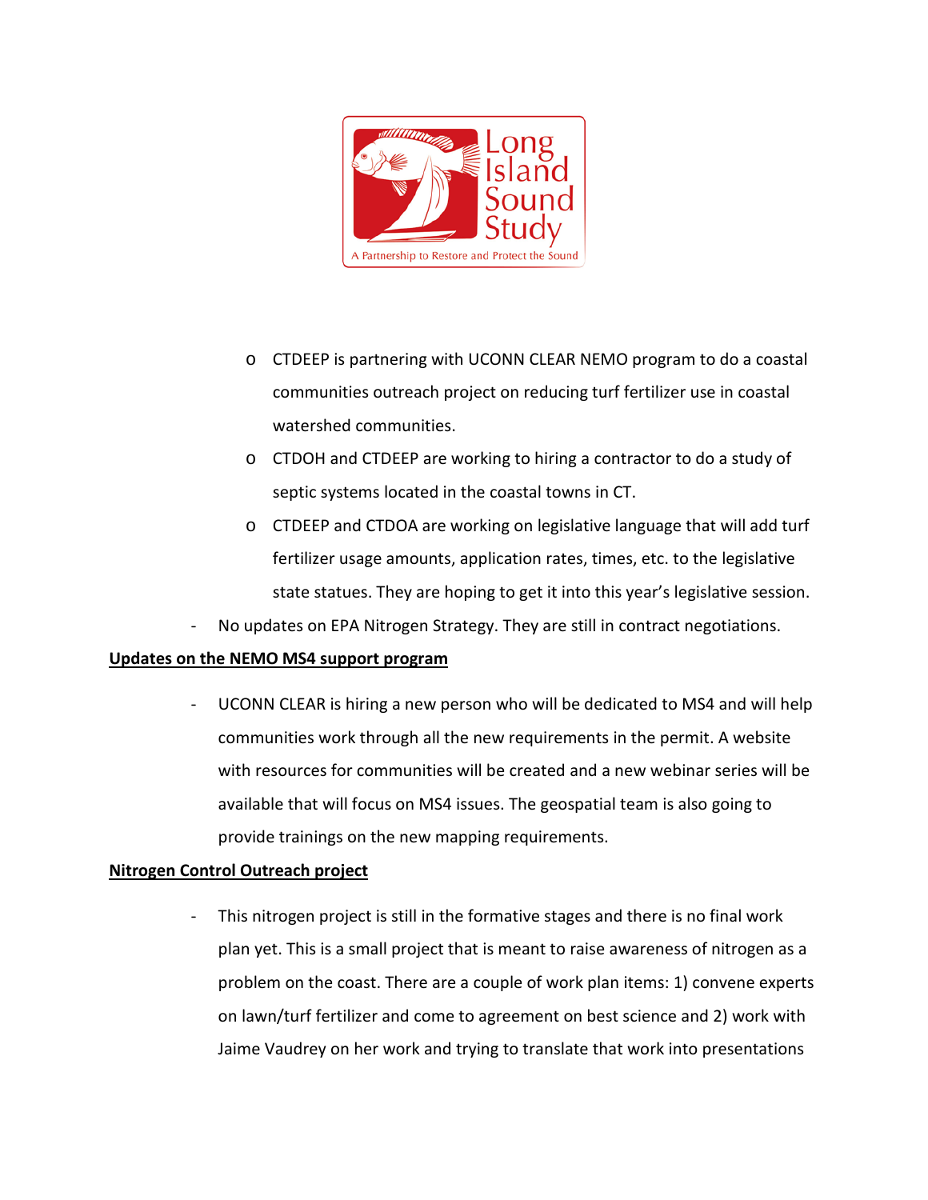- CTDEEP is partnering with UCONN CLEAR NEMO program to do a coastal communities outreach project on reducing turf fertilizer use in coastal watershed communities.
  - CTDOH and CTDEEP are working to hiring a contractor to do a study of septic systems located in the coastal towns in CT.
  - CTDEEP and CTDOA are working on legislative language that will add turf fertilizer usage amounts, application rates, times, etc. to the legislative state statues. They are hoping to get it into this year's legislative session.
- No updates on EPA Nitrogen Strategy. They are still in contract negotiations.

**<u>Updates on the NEMO MS4 support program</u>**

- UCONN CLEAR is hiring a new person who will be dedicated to MS4 and will help communities work through all the new requirements in the permit. A website with resources for communities will be created and a new webinar series will be available that will focus on MS4 issues. The geospatial team is also going to provide trainings on the new mapping requirements.

**<u>Nitrogen Control Outreach project</u>**

- This nitrogen project is still in the formative stages and there is no final work plan yet. This is a small project that is meant to raise awareness of nitrogen as a problem on the coast. There are a couple of work plan items: 1) convene experts on lawn/turf fertilizer and come to agreement on best science and 2) work with Jaime Vaudrey on her work and trying to translate that work into presentations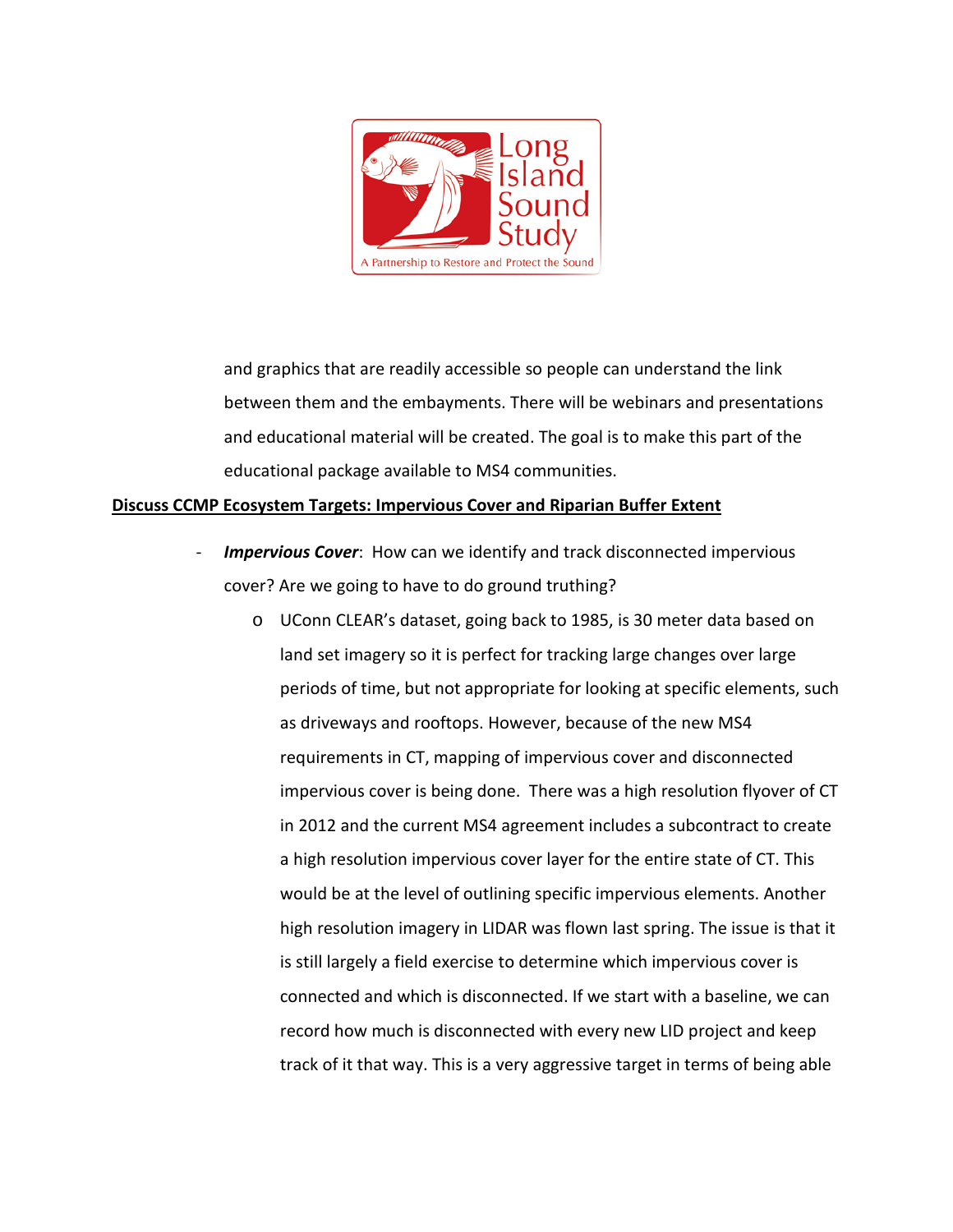and graphics that are readily accessible so people can understand the link between them and the embayments. There will be webinars and presentations and educational material will be created. The goal is to make this part of the educational package available to MS4 communities.

**Discuss CCMP Ecosystem Targets: Impervious Cover and Riparian Buffer Extent**

- ***Impervious Cover***: How can we identify and track disconnected impervious cover? Are we going to have to do ground truthing?
    - UConn CLEAR's dataset, going back to 1985, is 30 meter data based on land set imagery so it is perfect for tracking large changes over large periods of time, but not appropriate for looking at specific elements, such as driveways and rooftops. However, because of the new MS4 requirements in CT, mapping of impervious cover and disconnected impervious cover is being done. There was a high resolution flyover of CT in 2012 and the current MS4 agreement includes a subcontract to create a high resolution impervious cover layer for the entire state of CT. This would be at the level of outlining specific impervious elements. Another high resolution imagery in LIDAR was flown last spring. The issue is that it is still largely a field exercise to determine which impervious cover is connected and which is disconnected. If we start with a baseline, we can record how much is disconnected with every new LID project and keep track of it that way. This is a very aggressive target in terms of being able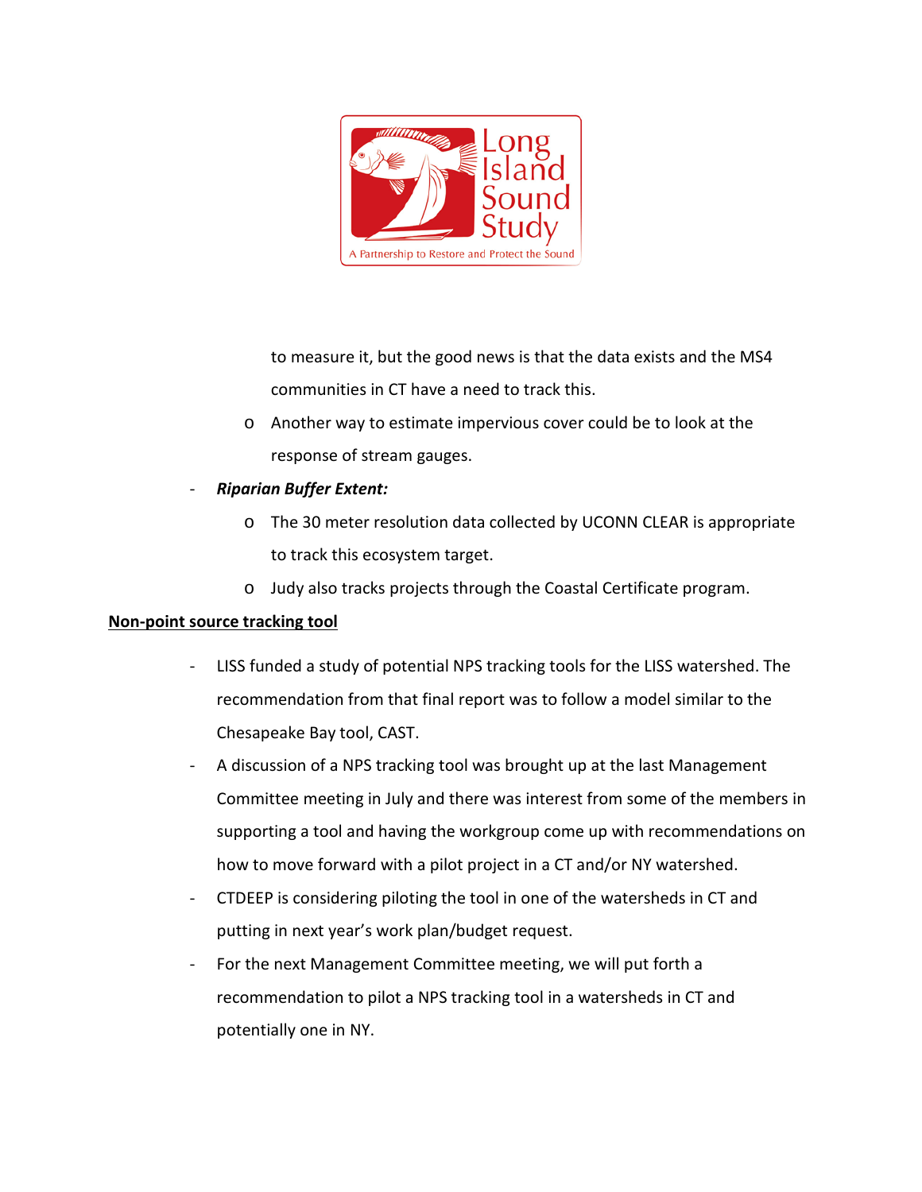to measure it, but the good news is that the data exists and the MS4 communities in CT have a need to track this.

    - Another way to estimate impervious cover could be to look at the response of stream gauges.

- ***Riparian Buffer Extent:***
    - The 30 meter resolution data collected by UCONN CLEAR is appropriate to track this ecosystem target.
    - Judy also tracks projects through the Coastal Certificate program.

**<u>Non-point source tracking tool</u>**

- LISS funded a study of potential NPS tracking tools for the LISS watershed. The recommendation from that final report was to follow a model similar to the Chesapeake Bay tool, CAST.
- A discussion of a NPS tracking tool was brought up at the last Management Committee meeting in July and there was interest from some of the members in supporting a tool and having the workgroup come up with recommendations on how to move forward with a pilot project in a CT and/or NY watershed.
- CTDEEP is considering piloting the tool in one of the watersheds in CT and putting in next year's work plan/budget request.
- For the next Management Committee meeting, we will put forth a recommendation to pilot a NPS tracking tool in a watersheds in CT and potentially one in NY.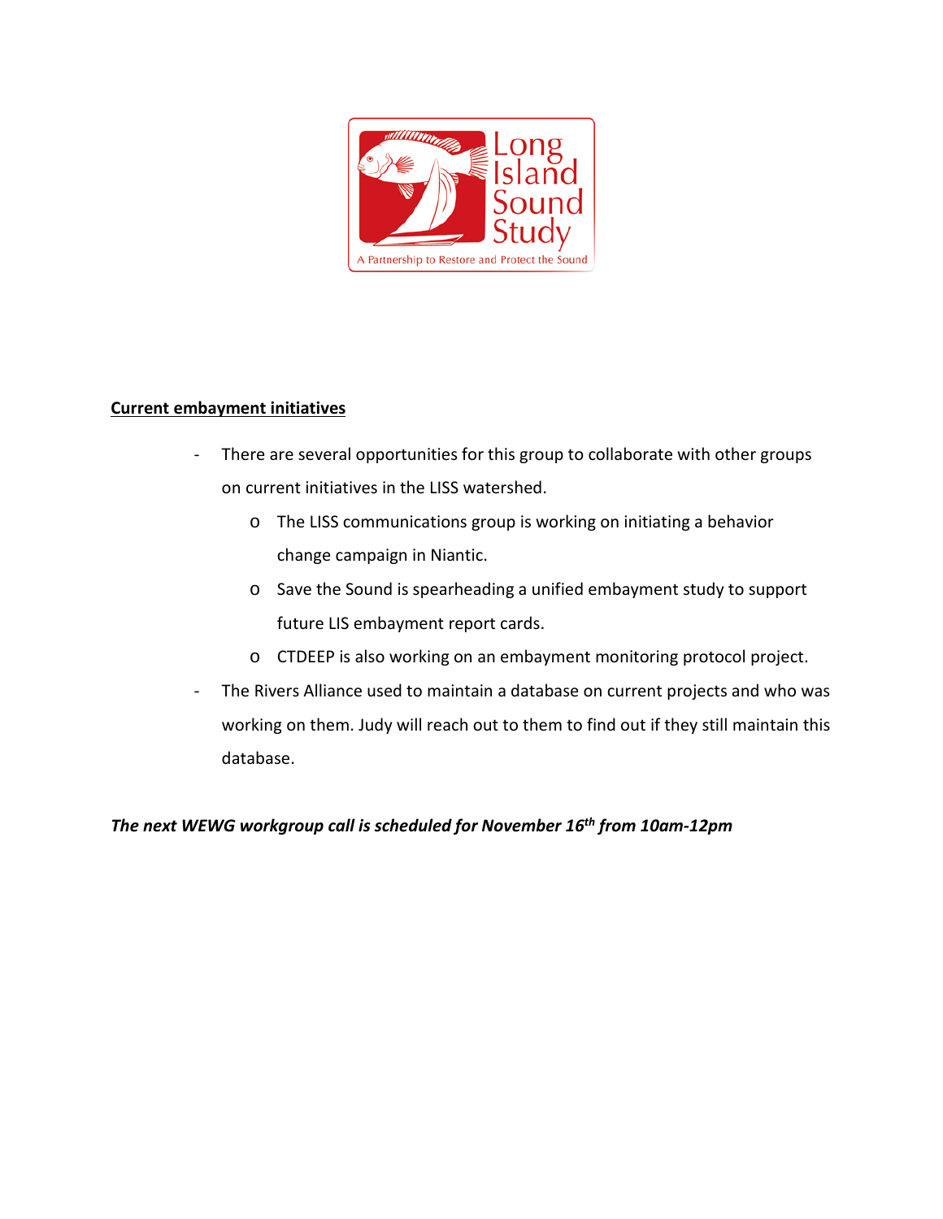Long Island Sound Study

A Partnership to Restore and Protect the Sound

**<u>Current embayment initiatives</u>**

- There are several opportunities for this group to collaborate with other groups on current initiatives in the LISS watershed.
  - The LISS communications group is working on initiating a behavior change campaign in Niantic.
  - Save the Sound is spearheading a unified embayment study to support future LIS embayment report cards.
  - CTDEEP is also working on an embayment monitoring protocol project.
- The Rivers Alliance used to maintain a database on current projects and who was working on them. Judy will reach out to them to find out if they still maintain this database.

***The next WEWG workgroup call is scheduled for November 16th from 10am-12pm***